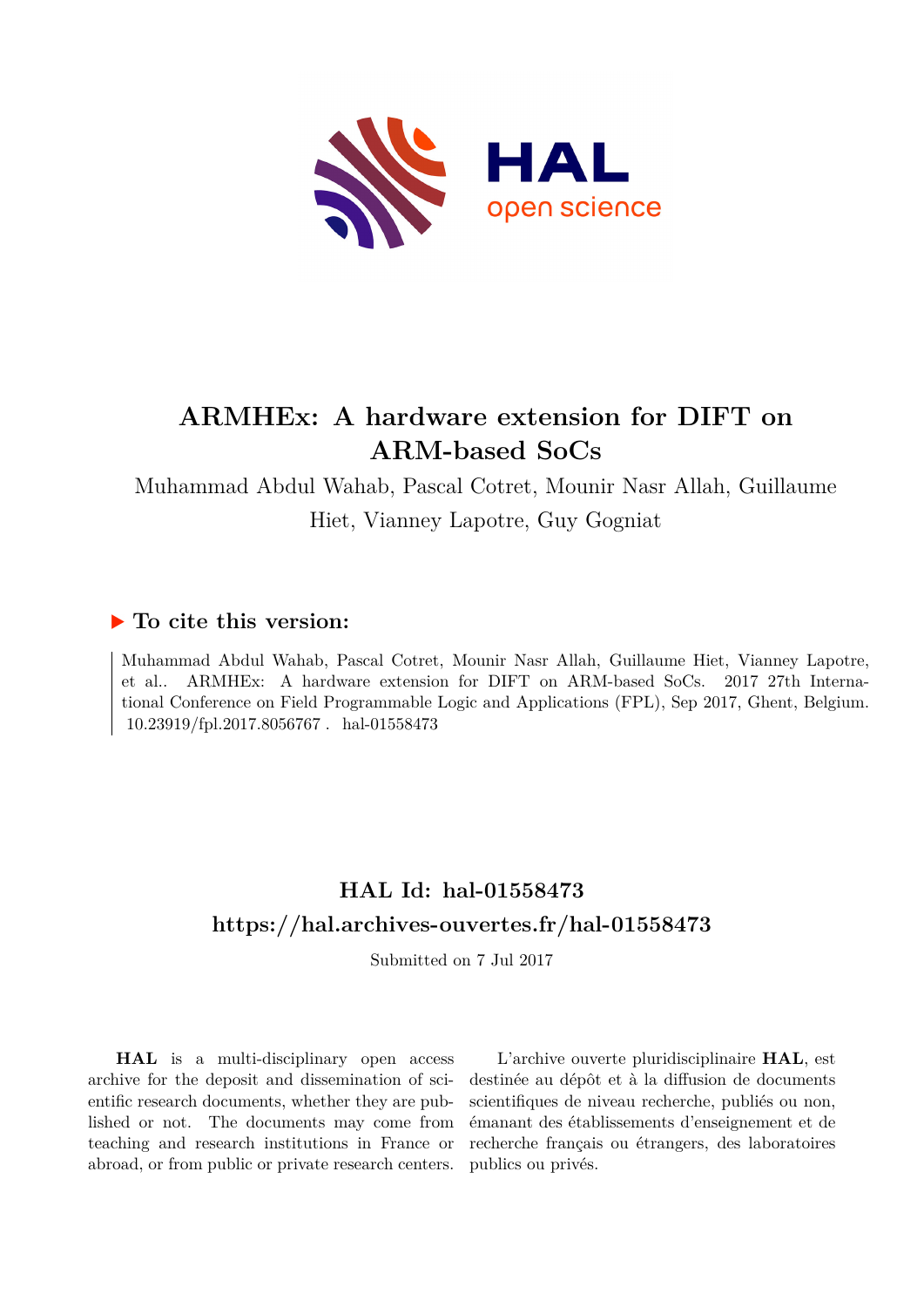# ARMHEx: A hardware extension for DIFT on ARM-based SoCs

Muhammad Abdul Wahab, Pascal Cotret, Mounir Nasr Allah, Guillaume Hiet, Vianney Lapotre, Guy Gogniat

## ▶ To cite this version:

Muhammad Abdul Wahab, Pascal Cotret, Mounir Nasr Allah, Guillaume Hiet, Vianney Lapotre, et al.. ARMHEx: A hardware extension for DIFT on ARM-based SoCs. 2017 27th International Conference on Field Programmable Logic and Applications (FPL), Sep 2017, Ghent, Belgium. 10.23919/fpl.2017.8056767 . hal-01558473

## HAL Id: hal-01558473

## https://hal.archives-ouvertes.fr/hal-01558473

Submitted on 7 Jul 2017

**HAL** is a multi-disciplinary open access archive for the deposit and dissemination of scientific research documents, whether they are published or not. The documents may come from teaching and research institutions in France or abroad, or from public or private research centers.

L'archive ouverte pluridisciplinaire **HAL**, est destinée au dépôt et à la diffusion de documents scientifiques de niveau recherche, publiés ou non, émanant des établissements d'enseignement et de recherche français ou étrangers, des laboratoires publics ou privés.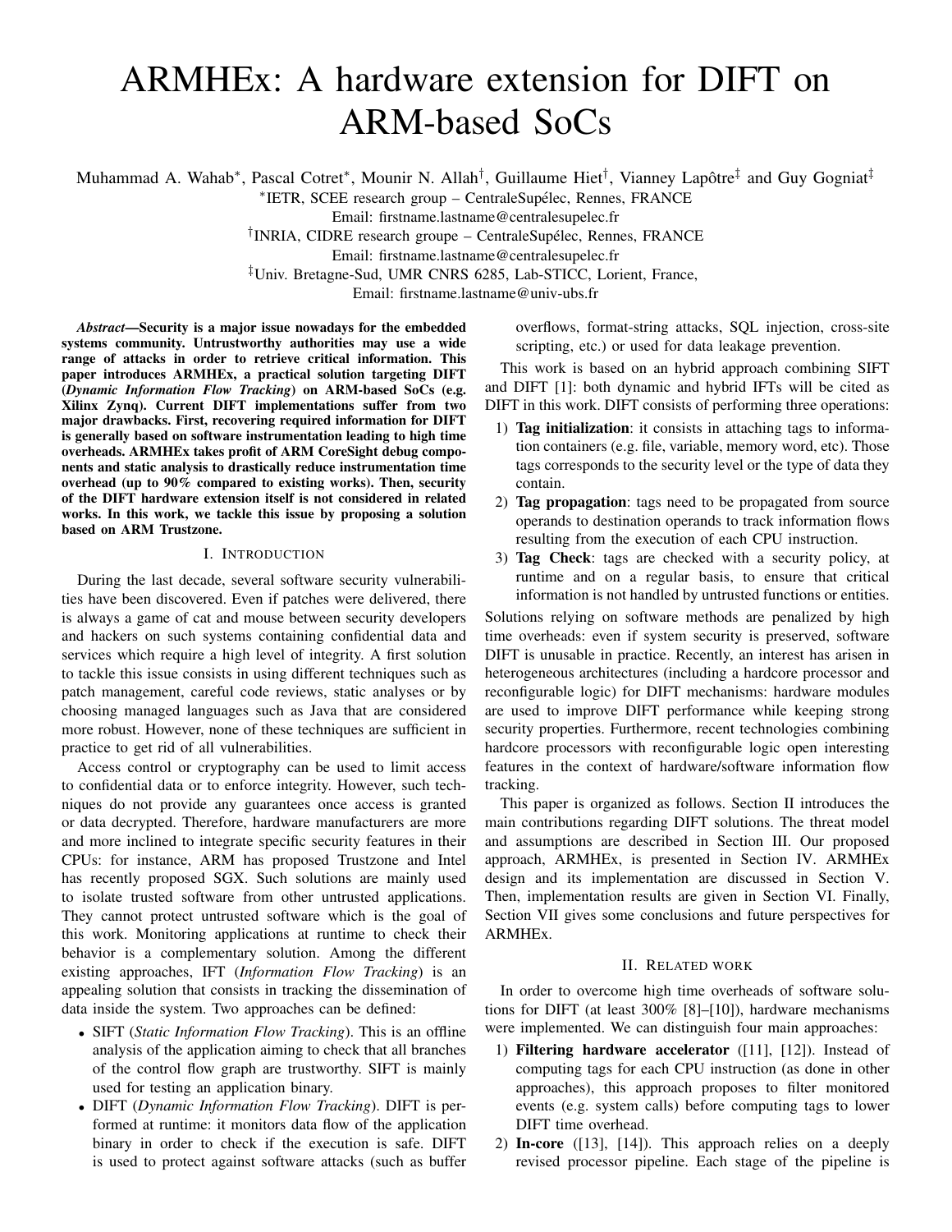# ARMHEx: A hardware extension for DIFT on ARM-based SoCs

Muhammad A. Wahab*, Pascal Cotret*, Mounir N. Allah†, Guillaume Hiet†, Vianney Lapôtre‡ and Guy Gogniat‡

*IETR, SCEE research group – CentraleSupélec, Rennes, FRANCE
Email: firstname.lastname@centralesupelec.fr
†INRIA, CIDRE research groupe – CentraleSupélec, Rennes, FRANCE
Email: firstname.lastname@centralesupelec.fr
‡Univ. Bretagne-Sud, UMR CNRS 6285, Lab-STICC, Lorient, France,
Email: firstname.lastname@univ-ubs.fr

***Abstract*—Security is a major issue nowadays for the embedded systems community. Untrustworthy authorities may use a wide range of attacks in order to retrieve critical information. This paper introduces ARMHEx, a practical solution targeting DIFT (*Dynamic Information Flow Tracking*) on ARM-based SoCs (e.g. Xilinx Zynq). Current DIFT implementations suffer from two major drawbacks. First, recovering required information for DIFT is generally based on software instrumentation leading to high time overheads. ARMHEx takes profit of ARM CoreSight debug components and static analysis to drastically reduce instrumentation time overhead (up to 90% compared to existing works). Then, security of the DIFT hardware extension itself is not considered in related works. In this work, we tackle this issue by proposing a solution based on ARM Trustzone.**

## I. Introduction

During the last decade, several software security vulnerabilities have been discovered. Even if patches were delivered, there is always a game of cat and mouse between security developers and hackers on such systems containing confidential data and services which require a high level of integrity. A first solution to tackle this issue consists in using different techniques such as patch management, careful code reviews, static analyses or by choosing managed languages such as Java that are considered more robust. However, none of these techniques are sufficient in practice to get rid of all vulnerabilities.

Access control or cryptography can be used to limit access to confidential data or to enforce integrity. However, such techniques do not provide any guarantees once access is granted or data decrypted. Therefore, hardware manufacturers are more and more inclined to integrate specific security features in their CPUs: for instance, ARM has proposed Trustzone and Intel has recently proposed SGX. Such solutions are mainly used to isolate trusted software from other untrusted applications. They cannot protect untrusted software which is the goal of this work. Monitoring applications at runtime to check their behavior is a complementary solution. Among the different existing approaches, IFT (*Information Flow Tracking*) is an appealing solution that consists in tracking the dissemination of data inside the system. Two approaches can be defined:

- SIFT (*Static Information Flow Tracking*). This is an offline analysis of the application aiming to check that all branches of the control flow graph are trustworthy. SIFT is mainly used for testing an application binary.
- DIFT (*Dynamic Information Flow Tracking*). DIFT is performed at runtime: it monitors data flow of the application binary in order to check if the execution is safe. DIFT is used to protect against software attacks (such as buffer overflows, format-string attacks, SQL injection, cross-site scripting, etc.) or used for data leakage prevention.

This work is based on an hybrid approach combining SIFT and DIFT [1]: both dynamic and hybrid IFTs will be cited as DIFT in this work. DIFT consists of performing three operations:

1) **Tag initialization**: it consists in attaching tags to information containers (e.g. file, variable, memory word, etc). Those tags corresponds to the security level or the type of data they contain.
2) **Tag propagation**: tags need to be propagated from source operands to destination operands to track information flows resulting from the execution of each CPU instruction.
3) **Tag Check**: tags are checked with a security policy, at runtime and on a regular basis, to ensure that critical information is not handled by untrusted functions or entities.

Solutions relying on software methods are penalized by high time overheads: even if system security is preserved, software DIFT is unusable in practice. Recently, an interest has arisen in heterogeneous architectures (including a hardcore processor and reconfigurable logic) for DIFT mechanisms: hardware modules are used to improve DIFT performance while keeping strong security properties. Furthermore, recent technologies combining hardcore processors with reconfigurable logic open interesting features in the context of hardware/software information flow tracking.

This paper is organized as follows. Section II introduces the main contributions regarding DIFT solutions. The threat model and assumptions are described in Section III. Our proposed approach, ARMHEx, is presented in Section IV. ARMHEx design and its implementation are discussed in Section V. Then, implementation results are given in Section VI. Finally, Section VII gives some conclusions and future perspectives for ARMHEx.

## II. Related work

In order to overcome high time overheads of software solutions for DIFT (at least 300% [8]–[10]), hardware mechanisms were implemented. We can distinguish four main approaches:

1) **Filtering hardware accelerator** ([11], [12]). Instead of computing tags for each CPU instruction (as done in other approaches), this approach proposes to filter monitored events (e.g. system calls) before computing tags to lower DIFT time overhead.
2) **In-core** ([13], [14]). This approach relies on a deeply revised processor pipeline. Each stage of the pipeline is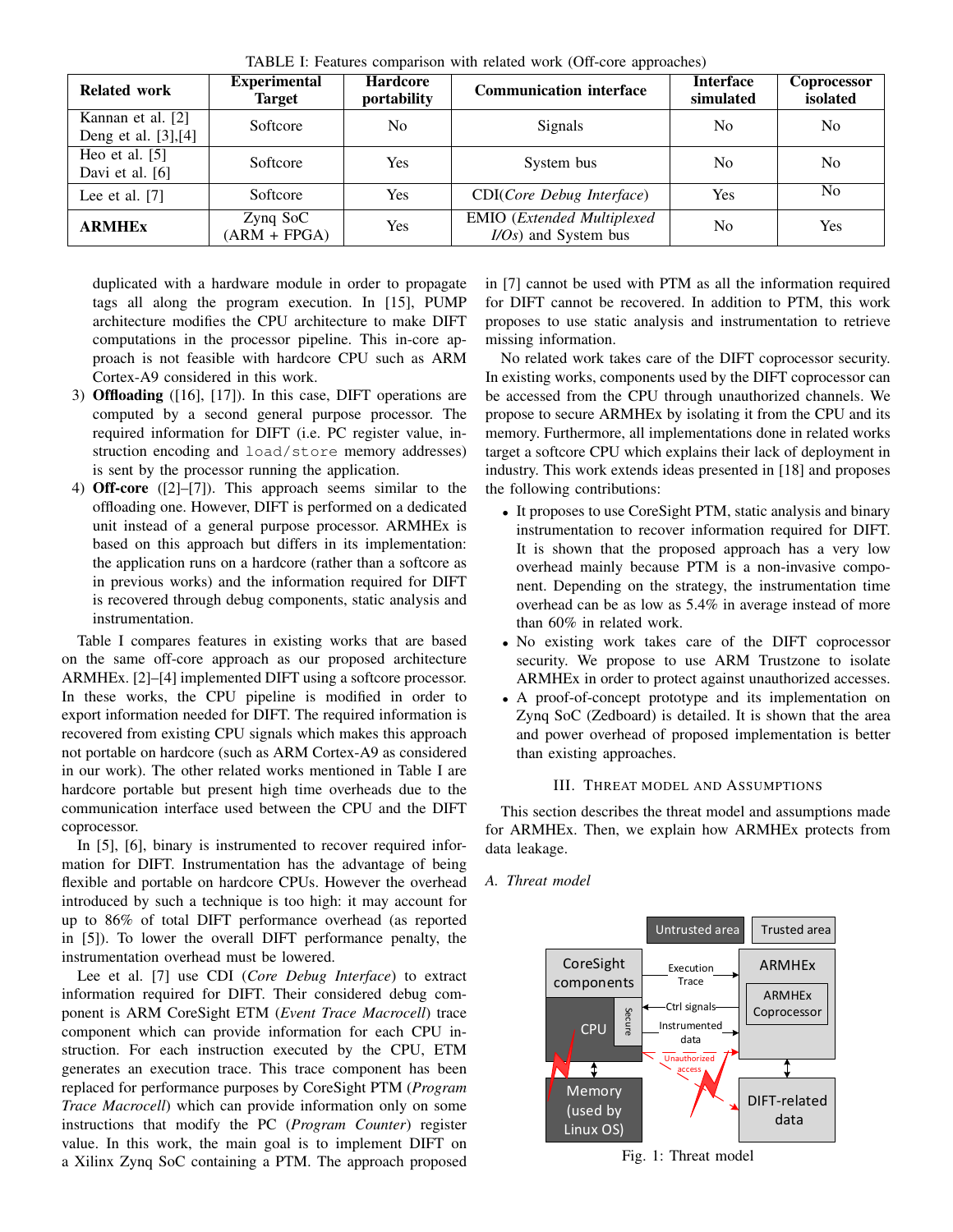TABLE I: Features comparison with related work (Off-core approaches)

| Related work | Experimental Target | Hardcore portability | Communication interface | Interface simulated | Coprocessor isolated |
|---|---|---|---|---|---|
| Kannan et al. [2] Deng et al. [3],[4] | Softcore | No | Signals | No | No |
| Heo et al. [5] Davi et al. [6] | Softcore | Yes | System bus | No | No |
| Lee et al. [7] | Softcore | Yes | CDI(*Core Debug Interface*) | Yes | No |
| **ARMHEx** | Zynq SoC (ARM + FPGA) | Yes | EMIO (*Extended Multiplexed I/Os*) and System bus | No | Yes |

duplicated with a hardware module in order to propagate tags all along the program execution. In [15], PUMP architecture modifies the CPU architecture to make DIFT computations in the processor pipeline. This in-core approach is not feasible with hardcore CPU such as ARM Cortex-A9 considered in this work.

3) **Offloading** ([16], [17]). In this case, DIFT operations are computed by a second general purpose processor. The required information for DIFT (i.e. PC register value, instruction encoding and `load/store` memory addresses) is sent by the processor running the application.
4) **Off-core** ([2]–[7]). This approach seems similar to the offloading one. However, DIFT is performed on a dedicated unit instead of a general purpose processor. ARMHEx is based on this approach but differs in its implementation: the application runs on a hardcore (rather than a softcore as in previous works) and the information required for DIFT is recovered through debug components, static analysis and instrumentation.

Table I compares features in existing works that are based on the same off-core approach as our proposed architecture ARMHEx. [2]–[4] implemented DIFT using a softcore processor. In these works, the CPU pipeline is modified in order to export information needed for DIFT. The required information is recovered from existing CPU signals which makes this approach not portable on hardcore (such as ARM Cortex-A9 as considered in our work). The other related works mentioned in Table I are hardcore portable but present high time overheads due to the communication interface used between the CPU and the DIFT coprocessor.

In [5], [6], binary is instrumented to recover required information for DIFT. Instrumentation has the advantage of being flexible and portable on hardcore CPUs. However the overhead introduced by such a technique is too high: it may account for up to 86% of total DIFT performance overhead (as reported in [5]). To lower the overall DIFT performance penalty, the instrumentation overhead must be lowered.

Lee et al. [7] use CDI (*Core Debug Interface*) to extract information required for DIFT. Their considered debug component is ARM CoreSight ETM (*Event Trace Macrocell*) trace component which can provide information for each CPU instruction. For each instruction executed by the CPU, ETM generates an execution trace. This trace component has been replaced for performance purposes by CoreSight PTM (*Program Trace Macrocell*) which can provide information only on some instructions that modify the PC (*Program Counter*) register value. In this work, the main goal is to implement DIFT on a Xilinx Zynq SoC containing a PTM. The approach proposed in [7] cannot be used with PTM as all the information required for DIFT cannot be recovered. In addition to PTM, this work proposes to use static analysis and instrumentation to retrieve missing information.

No related work takes care of the DIFT coprocessor security. In existing works, components used by the DIFT coprocessor can be accessed from the CPU through unauthorized channels. We propose to secure ARMHEx by isolating it from the CPU and its memory. Furthermore, all implementations done in related works target a softcore CPU which explains their lack of deployment in industry. This work extends ideas presented in [18] and proposes the following contributions:

- It proposes to use CoreSight PTM, static analysis and binary instrumentation to recover information required for DIFT. It is shown that the proposed approach has a very low overhead mainly because PTM is a non-invasive component. Depending on the strategy, the instrumentation time overhead can be as low as 5.4% in average instead of more than 60% in related work.
- No existing work takes care of the DIFT coprocessor security. We propose to use ARM Trustzone to isolate ARMHEx in order to protect against unauthorized accesses.
- A proof-of-concept prototype and its implementation on Zynq SoC (Zedboard) is detailed. It is shown that the area and power overhead of proposed implementation is better than existing approaches.

## III. Threat model and Assumptions

This section describes the threat model and assumptions made for ARMHEx. Then, we explain how ARMHEx protects from data leakage.

### A. Threat model

Fig. 1: Threat model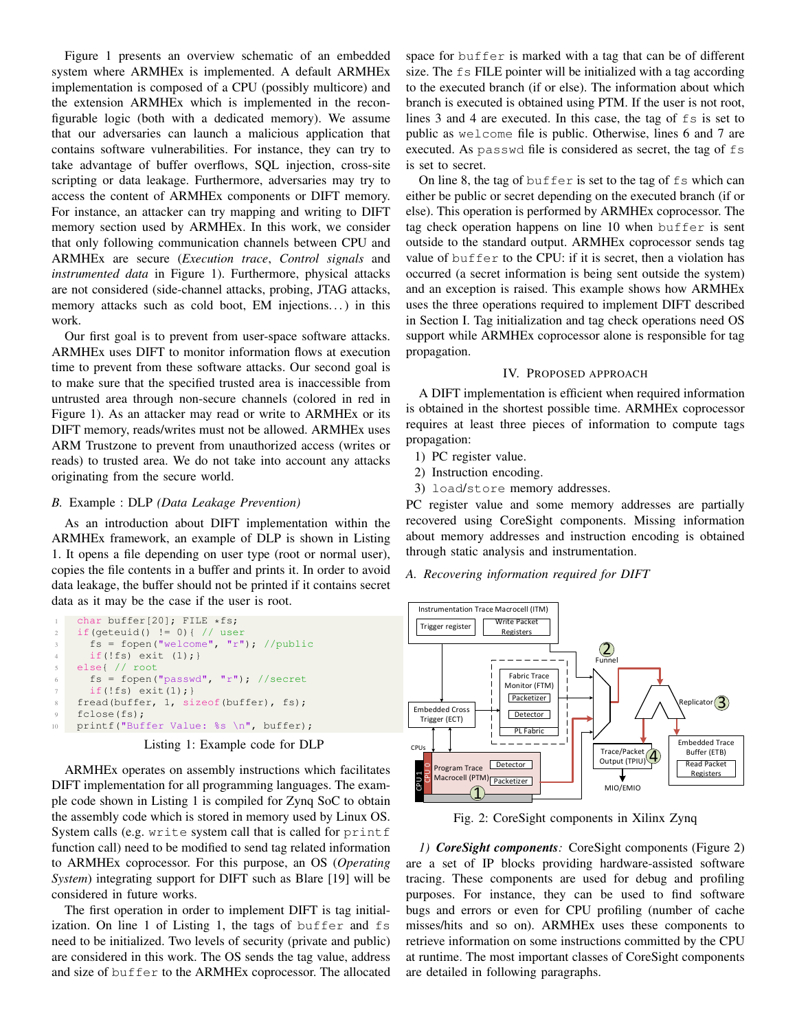Figure 1 presents an overview schematic of an embedded system where ARMHEx is implemented. A default ARMHEx implementation is composed of a CPU (possibly multicore) and the extension ARMHEx which is implemented in the reconfigurable logic (both with a dedicated memory). We assume that our adversaries can launch a malicious application that contains software vulnerabilities. For instance, they can try to take advantage of buffer overflows, SQL injection, cross-site scripting or data leakage. Furthermore, adversaries may try to access the content of ARMHEx components or DIFT memory. For instance, an attacker can try mapping and writing to DIFT memory section used by ARMHEx. In this work, we consider that only following communication channels between CPU and ARMHEx are secure (*Execution trace*, *Control signals* and *instrumented data* in Figure 1). Furthermore, physical attacks are not considered (side-channel attacks, probing, JTAG attacks, memory attacks such as cold boot, EM injections...) in this work.

Our first goal is to prevent from user-space software attacks. ARMHEx uses DIFT to monitor information flows at execution time to prevent from these software attacks. Our second goal is to make sure that the specified trusted area is inaccessible from untrusted area through non-secure channels (colored in red in Figure 1). As an attacker may read or write to ARMHEx or its DIFT memory, reads/writes must not be allowed. ARMHEx uses ARM Trustzone to prevent from unauthorized access (writes or reads) to trusted area. We do not take into account any attacks originating from the secure world.

### B. Example : DLP *(Data Leakage Prevention)*

As an introduction about DIFT implementation within the ARMHEx framework, an example of DLP is shown in Listing 1. It opens a file depending on user type (root or normal user), copies the file contents in a buffer and prints it. In order to avoid data leakage, the buffer should not be printed if it contains secret data as it may be the case if the user is root.

```
1  char buffer[20]; FILE *fs;
2  if(geteuid() != 0){ // user
3    fs = fopen("welcome", "r"); //public
4    if(!fs) exit (1);}
5  else{ // root
6    fs = fopen("passwd", "r"); //secret
7    if(!fs) exit(1);}
8  fread(buffer, 1, sizeof(buffer), fs);
9  fclose(fs);
10 printf("Buffer Value: %s \n", buffer);
```

Listing 1: Example code for DLP

ARMHEx operates on assembly instructions which facilitates DIFT implementation for all programming languages. The example code shown in Listing 1 is compiled for Zynq SoC to obtain the assembly code which is stored in memory used by Linux OS. System calls (e.g. `write` system call that is called for `printf` function) need to be modified to send tag related information to ARMHEx coprocessor. For this purpose, an OS (*Operating System*) integrating support for DIFT such as Blare [19] will be considered in future works.

The first operation in order to implement DIFT is tag initialization. On line 1 of Listing 1, the tags of `buffer` and `fs` need to be initialized. Two levels of security (private and public) are considered in this work. The OS sends the tag value, address and size of `buffer` to the ARMHEx coprocessor. The allocated space for `buffer` is marked with a tag that can be of different size. The `fs` FILE pointer will be initialized with a tag according to the executed branch (if or else). The information about which branch is executed is obtained using PTM. If the user is not root, lines 3 and 4 are executed. In this case, the tag of `fs` is set to public as `welcome` file is public. Otherwise, lines 6 and 7 are executed. As `passwd` file is considered as secret, the tag of `fs` is set to secret.

On line 8, the tag of `buffer` is set to the tag of `fs` which can either be public or secret depending on the executed branch (if or else). This operation is performed by ARMHEx coprocessor. The tag check operation happens on line 10 when `buffer` is sent outside to the standard output. ARMHEx coprocessor sends tag value of `buffer` to the CPU: if it is secret, then a violation has occurred (a secret information is being sent outside the system) and an exception is raised. This example shows how ARMHEx uses the three operations required to implement DIFT described in Section I. Tag initialization and tag check operations need OS support while ARMHEx coprocessor alone is responsible for tag propagation.

## IV. Proposed approach

A DIFT implementation is efficient when required information is obtained in the shortest possible time. ARMHEx coprocessor requires at least three pieces of information to compute tags propagation:

1) PC register value.
2) Instruction encoding.
3) `load`/`store` memory addresses.

PC register value and some memory addresses are partially recovered using CoreSight components. Missing information about memory addresses and instruction encoding is obtained through static analysis and instrumentation.

### A. Recovering information required for DIFT

Fig. 2: CoreSight components in Xilinx Zynq

1) ***CoreSight components**:* CoreSight components (Figure 2) are a set of IP blocks providing hardware-assisted software tracing. These components are used for debug and profiling purposes. For instance, they can be used to find software bugs and errors or even for CPU profiling (number of cache misses/hits and so on). ARMHEx uses these components to retrieve information on some instructions committed by the CPU at runtime. The most important classes of CoreSight components are detailed in following paragraphs.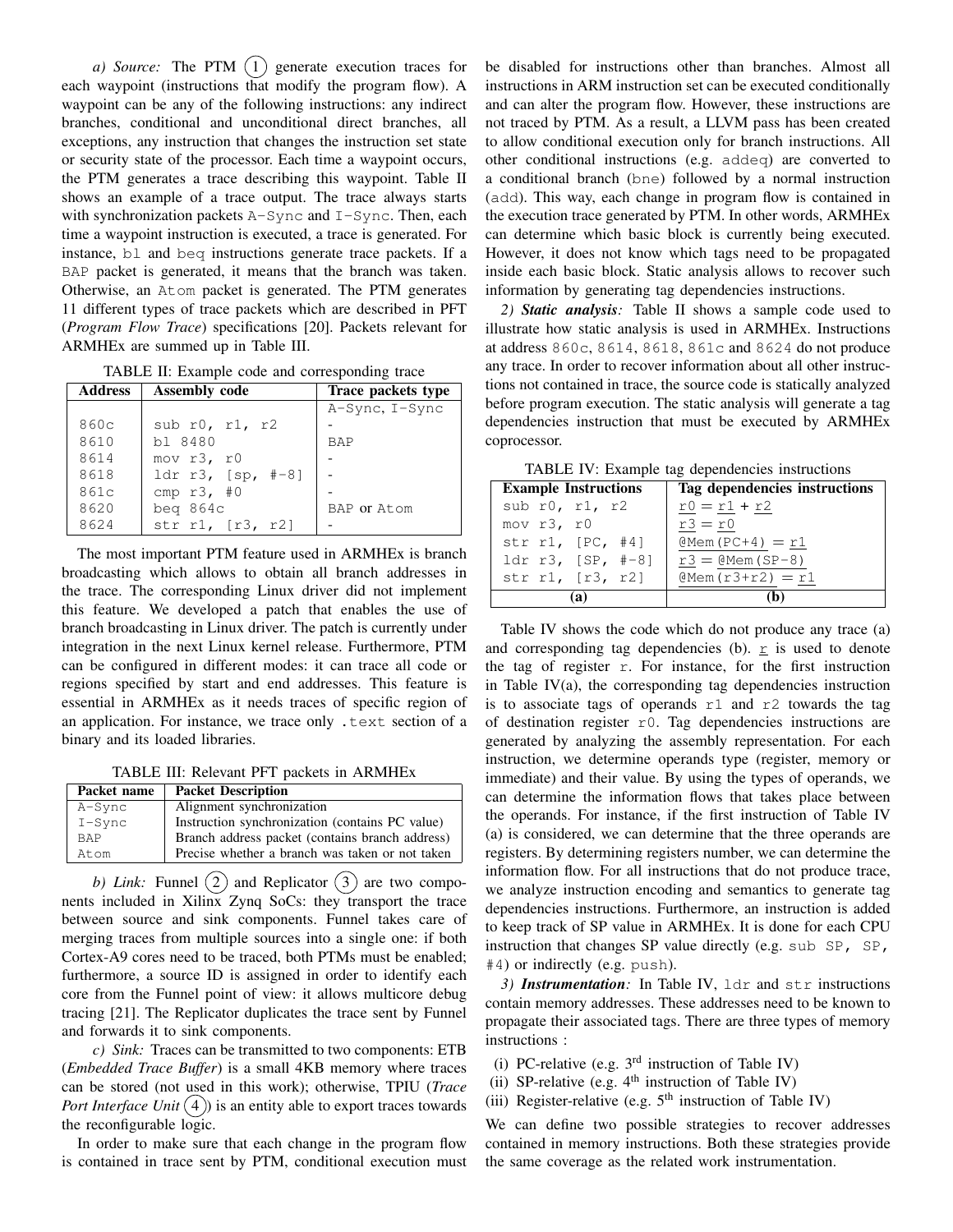*a) Source:* The PTM (1) generate execution traces for each waypoint (instructions that modify the program flow). A waypoint can be any of the following instructions: any indirect branches, conditional and unconditional direct branches, all exceptions, any instruction that changes the instruction set state or security state of the processor. Each time a waypoint occurs, the PTM generates a trace describing this waypoint. Table II shows an example of a trace output. The trace always starts with synchronization packets `A-Sync` and `I-Sync`. Then, each time a waypoint instruction is executed, a trace is generated. For instance, `bl` and `beq` instructions generate trace packets. If a `BAP` packet is generated, it means that the branch was taken. Otherwise, an `Atom` packet is generated. The PTM generates 11 different types of trace packets which are described in PFT (*Program Flow Trace*) specifications [20]. Packets relevant for ARMHEx are summed up in Table III.

TABLE II: Example code and corresponding trace

| Address | Assembly code | Trace packets type |
|---|---|---|
| | | A-Sync, I-Sync |
| 860c | sub r0, r1, r2 | - |
| 8610 | bl 8480 | BAP |
| 8614 | mov r3, r0 | - |
| 8618 | ldr r3, [sp, #-8] | - |
| 861c | cmp r3, #0 | - |
| 8620 | beq 864c | BAP or Atom |
| 8624 | str r1, [r3, r2] | - |

The most important PTM feature used in ARMHEx is branch broadcasting which allows to obtain all branch addresses in the trace. The corresponding Linux driver did not implement this feature. We developed a patch that enables the use of branch broadcasting in Linux driver. The patch is currently under integration in the next Linux kernel release. Furthermore, PTM can be configured in different modes: it can trace all code or regions specified by start and end addresses. This feature is essential in ARMHEx as it needs traces of specific region of an application. For instance, we trace only `.text` section of a binary and its loaded libraries.

TABLE III: Relevant PFT packets in ARMHEx

| Packet name | Packet Description |
|---|---|
| A-Sync | Alignment synchronization |
| I-Sync | Instruction synchronization (contains PC value) |
| BAP | Branch address packet (contains branch address) |
| Atom | Precise whether a branch was taken or not taken |

*b) Link:* Funnel (2) and Replicator (3) are two components included in Xilinx Zynq SoCs: they transport the trace between source and sink components. Funnel takes care of merging traces from multiple sources into a single one: if both Cortex-A9 cores need to be traced, both PTMs must be enabled; furthermore, a source ID is assigned in order to identify each core from the Funnel point of view: it allows multicore debug tracing [21]. The Replicator duplicates the trace sent by Funnel and forwards it to sink components.

*c) Sink:* Traces can be transmitted to two components: ETB (*Embedded Trace Buffer*) is a small 4KB memory where traces can be stored (not used in this work); otherwise, TPIU (*Trace Port Interface Unit* (4)) is an entity able to export traces towards the reconfigurable logic.

In order to make sure that each change in the program flow is contained in trace sent by PTM, conditional execution must be disabled for instructions other than branches. Almost all instructions in ARM instruction set can be executed conditionally and can alter the program flow. However, these instructions are not traced by PTM. As a result, a LLVM pass has been created to allow conditional execution only for branch instructions. All other conditional instructions (e.g. `addeq`) are converted to a conditional branch (`bne`) followed by a normal instruction (`add`). This way, each change in program flow is contained in the execution trace generated by PTM. In other words, ARMHEx can determine which basic block is currently being executed. However, it does not know which tags need to be propagated inside each basic block. Static analysis allows to recover such information by generating tag dependencies instructions.

*2) **Static analysis**:* Table II shows a sample code used to illustrate how static analysis is used in ARMHEx. Instructions at address `860c`, `8614`, `8618`, `861c` and `8624` do not produce any trace. In order to recover information about all other instructions not contained in trace, the source code is statically analyzed before program execution. The static analysis will generate a tag dependencies instruction that must be executed by ARMHEx coprocessor.

TABLE IV: Example tag dependencies instructions

| Example Instructions | Tag dependencies instructions |
|---|---|
| sub r0, r1, r2 | $\underline{r0} = \underline{r1} + \underline{r2}$ |
| mov r3, r0 | $\underline{r3} = \underline{r0}$ |
| str r1, [PC, #4] | $\underline{@Mem(PC+4)} = \underline{r1}$ |
| ldr r3, [SP, #-8] | $\underline{r3} = \underline{@Mem(SP-8)}$ |
| str r1, [r3, r2] | $\underline{@Mem(r3+r2)} = \underline{r1}$ |
| **(a)** | **(b)** |

Table IV shows the code which do not produce any trace (a) and corresponding tag dependencies (b). $\underline{r}$ is used to denote the tag of register `r`. For instance, for the first instruction in Table IV(a), the corresponding tag dependencies instruction is to associate tags of operands `r1` and `r2` towards the tag of destination register `r0`. Tag dependencies instructions are generated by analyzing the assembly representation. For each instruction, we determine operands type (register, memory or immediate) and their value. By using the types of operands, we can determine the information flows that takes place between the operands. For instance, if the first instruction of Table IV (a) is considered, we can determine that the three operands are registers. By determining registers number, we can determine the information flow. For all instructions that do not produce trace, we analyze instruction encoding and semantics to generate tag dependencies instructions. Furthermore, an instruction is added to keep track of SP value in ARMHEx. It is done for each CPU instruction that changes SP value directly (e.g. `sub SP, SP, #4`) or indirectly (e.g. `push`).

*3) **Instrumentation**:* In Table IV, `ldr` and `str` instructions contain memory addresses. These addresses need to be known to propagate their associated tags. There are three types of memory instructions :

(i) PC-relative (e.g. 3rd instruction of Table IV)
(ii) SP-relative (e.g. 4th instruction of Table IV)
(iii) Register-relative (e.g. 5th instruction of Table IV)

We can define two possible strategies to recover addresses contained in memory instructions. Both these strategies provide the same coverage as the related work instrumentation.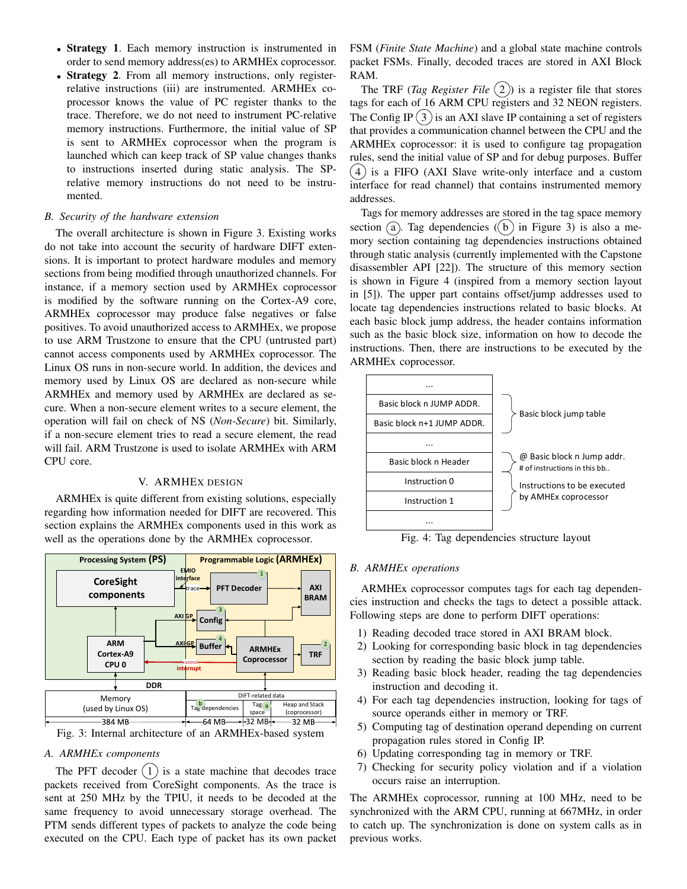- **Strategy 1**. Each memory instruction is instrumented in order to send memory address(es) to ARMHEx coprocessor.
- **Strategy 2**. From all memory instructions, only register-relative instructions (iii) are instrumented. ARMHEx coprocessor knows the value of PC register thanks to the trace. Therefore, we do not need to instrument PC-relative memory instructions. Furthermore, the initial value of SP is sent to ARMHEx coprocessor when the program is launched which can keep track of SP value changes thanks to instructions inserted during static analysis. The SP-relative memory instructions do not need to be instrumented.

### *B. Security of the hardware extension*

The overall architecture is shown in Figure 3. Existing works do not take into account the security of hardware DIFT extensions. It is important to protect hardware modules and memory sections from being modified through unauthorized channels. For instance, if a memory section used by ARMHEx coprocessor is modified by the software running on the Cortex-A9 core, ARMHEx coprocessor may produce false negatives or false positives. To avoid unauthorized access to ARMHEx, we propose to use ARM Trustzone to ensure that the CPU (untrusted part) cannot access components used by ARMHEx coprocessor. The Linux OS runs in non-secure world. In addition, the devices and memory used by Linux OS are declared as non-secure while ARMHEx and memory used by ARMHEx are declared as secure. When a non-secure element writes to a secure element, the operation will fail on check of NS (*Non-Secure*) bit. Similarly, if a non-secure element tries to read a secure element, the read will fail. ARM Trustzone is used to isolate ARMHEx with ARM CPU core.

## V. ARMHEx DESIGN

ARMHEx is quite different from existing solutions, especially regarding how information needed for DIFT are recovered. This section explains the ARMHEx components used in this work as well as the operations done by the ARMHEx coprocessor.

Fig. 3: Internal architecture of an ARMHEx-based system

### *A. ARMHEx components*

The PFT decoder (1) is a state machine that decodes trace packets received from CoreSight components. As the trace is sent at 250 MHz by the TPIU, it needs to be decoded at the same frequency to avoid unnecessary storage overhead. The PTM sends different types of packets to analyze the code being executed on the CPU. Each type of packet has its own packet FSM (*Finite State Machine*) and a global state machine controls packet FSMs. Finally, decoded traces are stored in AXI Block RAM.

The TRF (*Tag Register File* (2)) is a register file that stores tags for each of 16 ARM CPU registers and 32 NEON registers. The Config IP (3) is an AXI slave IP containing a set of registers that provides a communication channel between the CPU and the ARMHEx coprocessor: it is used to configure tag propagation rules, send the initial value of SP and for debug purposes. Buffer (4) is a FIFO (AXI Slave write-only interface and a custom interface for read channel) that contains instrumented memory addresses.

Tags for memory addresses are stored in the tag space memory section (a). Tag dependencies ((b) in Figure 3) is also a memory section containing tag dependencies instructions obtained through static analysis (currently implemented with the Capstone disassembler API [22]). The structure of this memory section is shown in Figure 4 (inspired from a memory section layout in [5]). The upper part contains offset/jump addresses used to locate tag dependencies instructions related to basic blocks. At each basic block jump address, the header contains information such as the basic block size, information on how to decode the instructions. Then, there are instructions to be executed by the ARMHEx coprocessor.

Fig. 4: Tag dependencies structure layout

### *B. ARMHEx operations*

ARMHEx coprocessor computes tags for each tag dependencies instruction and checks the tags to detect a possible attack. Following steps are done to perform DIFT operations:

1) Reading decoded trace stored in AXI BRAM block.
2) Looking for corresponding basic block in tag dependencies section by reading the basic block jump table.
3) Reading basic block header, reading the tag dependencies instruction and decoding it.
4) For each tag dependencies instruction, looking for tags of source operands either in memory or TRF.
5) Computing tag of destination operand depending on current propagation rules stored in Config IP.
6) Updating corresponding tag in memory or TRF.
7) Checking for security policy violation and if a violation occurs raise an interruption.

The ARMHEx coprocessor, running at 100 MHz, need to be synchronized with the ARM CPU, running at 667MHz, in order to catch up. The synchronization is done on system calls as in previous works.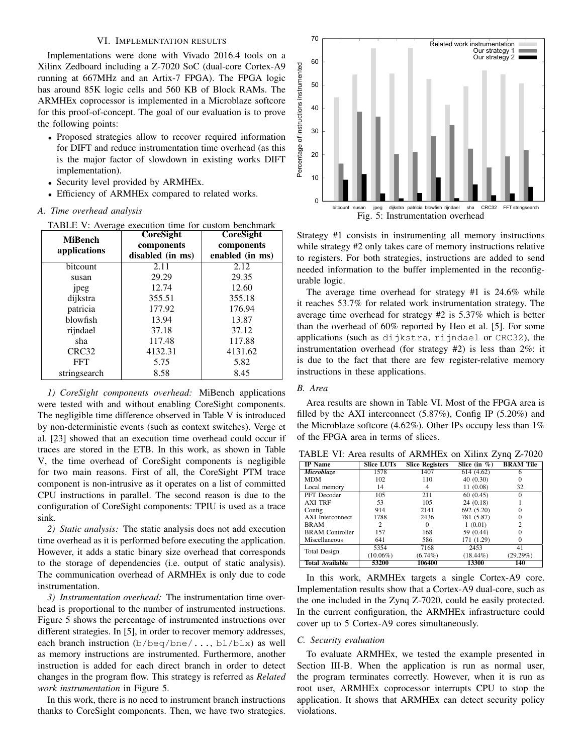## VI. Implementation results

Implementations were done with Vivado 2016.4 tools on a Xilinx Zedboard including a Z-7020 SoC (dual-core Cortex-A9 running at 667MHz and an Artix-7 FPGA). The FPGA logic has around 85K logic cells and 560 KB of Block RAMs. The ARMHEx coprocessor is implemented in a Microblaze softcore for this proof-of-concept. The goal of our evaluation is to prove the following points:

- Proposed strategies allow to recover required information for DIFT and reduce instrumentation time overhead (as this is the major factor of slowdown in existing works DIFT implementation).
- Security level provided by ARMHEx.
- Efficiency of ARMHEx compared to related works.

### A. Time overhead analysis

TABLE V: Average execution time for custom benchmark

| MiBench applications | CoreSight components disabled (in ms) | CoreSight components enabled (in ms) |
|---|---|---|
| bitcount | 2.11 | 2.12 |
| susan | 29.29 | 29.35 |
| jpeg | 12.74 | 12.60 |
| dijkstra | 355.51 | 355.18 |
| patricia | 177.92 | 176.94 |
| blowfish | 13.94 | 13.87 |
| rijndael | 37.18 | 37.12 |
| sha | 117.48 | 117.88 |
| CRC32 | 4132.31 | 4131.62 |
| FFT | 5.75 | 5.82 |
| stringsearch | 8.58 | 8.45 |

*1) CoreSight components overhead:* MiBench applications were tested with and without enabling CoreSight components. The negligible time difference observed in Table V is introduced by non-deterministic events (such as context switches). Verge et al. [23] showed that an execution time overhead could occur if traces are stored in the ETB. In this work, as shown in Table V, the time overhead of CoreSight components is negligible for two main reasons. First of all, the CoreSight PTM trace component is non-intrusive as it operates on a list of committed CPU instructions in parallel. The second reason is due to the configuration of CoreSight components: TPIU is used as a trace sink.

*2) Static analysis:* The static analysis does not add execution time overhead as it is performed before executing the application. However, it adds a static binary size overhead that corresponds to the storage of dependencies (i.e. output of static analysis). The communication overhead of ARMHEx is only due to code instrumentation.

*3) Instrumentation overhead:* The instrumentation time overhead is proportional to the number of instrumented instructions. Figure 5 shows the percentage of instrumented instructions over different strategies. In [5], in order to recover memory addresses, each branch instruction (`b/beq/bne/...`, `bl/blx`) as well as memory instructions are instrumented. Furthermore, another instruction is added for each direct branch in order to detect changes in the program flow. This strategy is referred as *Related work instrumentation* in Figure 5.

In this work, there is no need to instrument branch instructions thanks to CoreSight components. Then, we have two strategies.

Fig. 5: Instrumentation overhead

Strategy #1 consists in instrumenting all memory instructions while strategy #2 only takes care of memory instructions relative to registers. For both strategies, instructions are added to send needed information to the buffer implemented in the reconfigurable logic.

The average time overhead for strategy #1 is 24.6% while it reaches 53.7% for related work instrumentation strategy. The average time overhead for strategy #2 is 5.37% which is better than the overhead of 60% reported by Heo et al. [5]. For some applications (such as `dijkstra`, `rijndael` or `CRC32`), the instrumentation overhead (for strategy #2) is less than 2%: it is due to the fact that there are few register-relative memory instructions in these applications.

### B. Area

Area results are shown in Table VI. Most of the FPGA area is filled by the AXI interconnect (5.87%), Config IP (5.20%) and the Microblaze softcore (4.62%). Other IPs occupy less than 1% of the FPGA area in terms of slices.

TABLE VI: Area results of ARMHEx on Xilinx Zynq Z-7020

| IP Name | Slice LUTs | Slice Registers | Slice (in %) | BRAM Tile |
|---|---|---|---|---|
| ***Microblaze*** | 1578 | 1407 | 614 (4.62) | 6 |
| MDM | 102 | 110 | 40 (0.30) | 0 |
| Local memory | 14 | 4 | 11 (0.08) | 32 |
| PFT Decoder | 105 | 211 | 60 (0.45) | 0 |
| AXI TRF | 53 | 105 | 24 (0.18) | 1 |
| Config | 914 | 2141 | 692 (5.20) | 0 |
| AXI Interconnect | 1788 | 2436 | 781 (5.87) | 0 |
| BRAM | 2 | 0 | 1 (0.01) | 2 |
| BRAM Controller | 157 | 168 | 59 (0.44) | 0 |
| Miscellaneous | 641 | 586 | 171 (1.29) | 0 |
| Total Design | 5354 (10.06%) | 7168 (6.74%) | 2453 (18.44%) | 41 (29.29%) |
| **Total Available** | **53200** | **106400** | **13300** | **140** |

In this work, ARMHEx targets a single Cortex-A9 core. Implementation results show that a Cortex-A9 dual-core, such as the one included in the Zynq Z-7020, could be easily protected. In the current configuration, the ARMHEx infrastructure could cover up to 5 Cortex-A9 cores simultaneously.

### C. Security evaluation

To evaluate ARMHEx, we tested the example presented in Section III-B. When the application is run as normal user, the program terminates correctly. However, when it is run as root user, ARMHEx coprocessor interrupts CPU to stop the application. It shows that ARMHEx can detect security policy violations.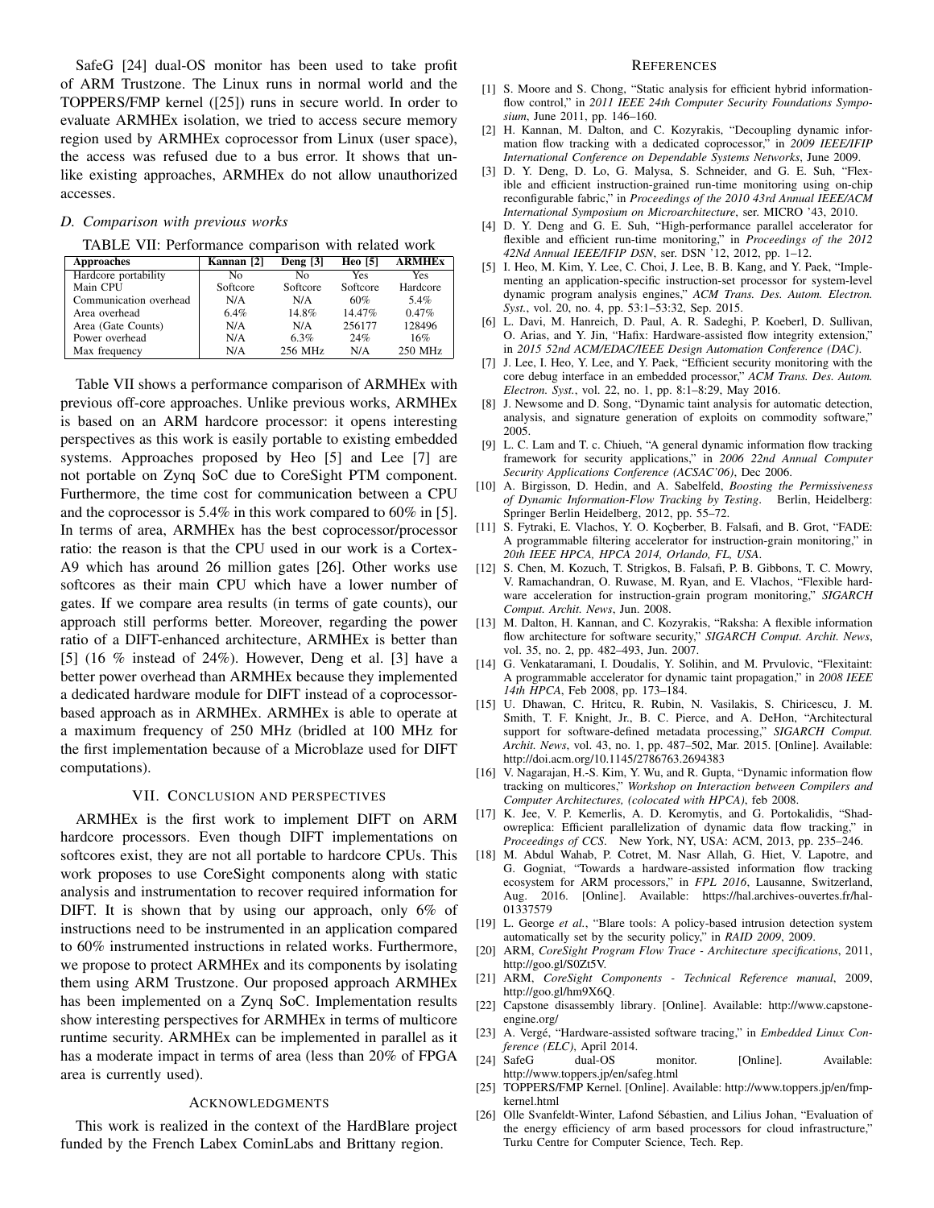SafeG [24] dual-OS monitor has been used to take profit of ARM Trustzone. The Linux runs in normal world and the TOPPERS/FMP kernel ([25]) runs in secure world. In order to evaluate ARMHEx isolation, we tried to access secure memory region used by ARMHEx coprocessor from Linux (user space), the access was refused due to a bus error. It shows that unlike existing approaches, ARMHEx do not allow unauthorized accesses.

### *D. Comparison with previous works*

TABLE VII: Performance comparison with related work

| Approaches | Kannan [2] | Deng [3] | Heo [5] | ARMHEx |
|---|---|---|---|---|
| Hardcore portability | No | No | Yes | Yes |
| Main CPU | Softcore | Softcore | Softcore | Hardcore |
| Communication overhead | N/A | N/A | 60% | 5.4% |
| Area overhead | 6.4% | 14.8% | 14.47% | 0.47% |
| Area (Gate Counts) | N/A | N/A | 256177 | 128496 |
| Power overhead | N/A | 6.3% | 24% | 16% |
| Max frequency | N/A | 256 MHz | N/A | 250 MHz |

Table VII shows a performance comparison of ARMHEx with previous off-core approaches. Unlike previous works, ARMHEx is based on an ARM hardcore processor: it opens interesting perspectives as this work is easily portable to existing embedded systems. Approaches proposed by Heo [5] and Lee [7] are not portable on Zynq SoC due to CoreSight PTM component. Furthermore, the time cost for communication between a CPU and the coprocessor is 5.4% in this work compared to 60% in [5]. In terms of area, ARMHEx has the best coprocessor/processor ratio: the reason is that the CPU used in our work is a Cortex-A9 which has around 26 million gates [26]. Other works use softcores as their main CPU which have a lower number of gates. If we compare area results (in terms of gate counts), our approach still performs better. Moreover, regarding the power ratio of a DIFT-enhanced architecture, ARMHEx is better than [5] (16 % instead of 24%). However, Deng et al. [3] have a better power overhead than ARMHEx because they implemented a dedicated hardware module for DIFT instead of a coprocessor-based approach as in ARMHEx. ARMHEx is able to operate at a maximum frequency of 250 MHz (bridled at 100 MHz for the first implementation because of a Microblaze used for DIFT computations).

## VII. Conclusion and perspectives

ARMHEx is the first work to implement DIFT on ARM hardcore processors. Even though DIFT implementations on softcores exist, they are not all portable to hardcore CPUs. This work proposes to use CoreSight components along with static analysis and instrumentation to recover required information for DIFT. It is shown that by using our approach, only 6% of instructions need to be instrumented in an application compared to 60% instrumented instructions in related works. Furthermore, we propose to protect ARMHEx and its components by isolating them using ARM Trustzone. Our proposed approach ARMHEx has been implemented on a Zynq SoC. Implementation results show interesting perspectives for ARMHEx in terms of multicore runtime security. ARMHEx can be implemented in parallel as it has a moderate impact in terms of area (less than 20% of FPGA area is currently used).

## Acknowledgments

This work is realized in the context of the HardBlare project funded by the French Labex CominLabs and Brittany region.

## References

[1] S. Moore and S. Chong, "Static analysis for efficient hybrid information-flow control," in *2011 IEEE 24th Computer Security Foundations Symposium*, June 2011, pp. 146–160.

[2] H. Kannan, M. Dalton, and C. Kozyrakis, "Decoupling dynamic information flow tracking with a dedicated coprocessor," in *2009 IEEE/IFIP International Conference on Dependable Systems Networks*, June 2009.

[3] D. Y. Deng, D. Lo, G. Malysa, S. Schneider, and G. E. Suh, "Flexible and efficient instruction-grained run-time monitoring using on-chip reconfigurable fabric," in *Proceedings of the 2010 43rd Annual IEEE/ACM International Symposium on Microarchitecture*, ser. MICRO '43, 2010.

[4] D. Y. Deng and G. E. Suh, "High-performance parallel accelerator for flexible and efficient run-time monitoring," in *Proceedings of the 2012 42Nd Annual IEEE/IFIP DSN*, ser. DSN '12, 2012, pp. 1–12.

[5] I. Heo, M. Kim, Y. Lee, C. Choi, J. Lee, B. B. Kang, and Y. Paek, "Implementing an application-specific instruction-set processor for system-level dynamic program analysis engines," *ACM Trans. Des. Autom. Electron. Syst.*, vol. 20, no. 4, pp. 53:1–53:32, Sep. 2015.

[6] L. Davi, M. Hanreich, D. Paul, A. R. Sadeghi, P. Koeberl, D. Sullivan, O. Arias, and Y. Jin, "Hafix: Hardware-assisted flow integrity extension," in *2015 52nd ACM/EDAC/IEEE Design Automation Conference (DAC)*.

[7] J. Lee, I. Heo, Y. Lee, and Y. Paek, "Efficient security monitoring with the core debug interface in an embedded processor," *ACM Trans. Des. Autom. Electron. Syst.*, vol. 22, no. 1, pp. 8:1–8:29, May 2016.

[8] J. Newsome and D. Song, "Dynamic taint analysis for automatic detection, analysis, and signature generation of exploits on commodity software," 2005.

[9] L. C. Lam and T. c. Chiueh, "A general dynamic information flow tracking framework for security applications," in *2006 22nd Annual Computer Security Applications Conference (ACSAC'06)*, Dec 2006.

[10] A. Birgisson, D. Hedin, and A. Sabelfeld, *Boosting the Permissiveness of Dynamic Information-Flow Tracking by Testing*. Berlin, Heidelberg: Springer Berlin Heidelberg, 2012, pp. 55–72.

[11] S. Fytraki, E. Vlachos, Y. O. Koçberber, B. Falsafi, and B. Grot, "FADE: A programmable filtering accelerator for instruction-grain monitoring," in *20th IEEE HPCA, HPCA 2014, Orlando, FL, USA*.

[12] S. Chen, M. Kozuch, T. Strigkos, B. Falsafi, P. B. Gibbons, T. C. Mowry, V. Ramachandran, O. Ruwase, M. Ryan, and E. Vlachos, "Flexible hardware acceleration for instruction-grain program monitoring," *SIGARCH Comput. Archit. News*, Jun. 2008.

[13] M. Dalton, H. Kannan, and C. Kozyrakis, "Raksha: A flexible information flow architecture for software security," *SIGARCH Comput. Archit. News*, vol. 35, no. 2, pp. 482–493, Jun. 2007.

[14] G. Venkataramani, I. Doudalis, Y. Solihin, and M. Prvulovic, "Flexitaint: A programmable accelerator for dynamic taint propagation," in *2008 IEEE 14th HPCA*, Feb 2008, pp. 173–184.

[15] U. Dhawan, C. Hritcu, R. Rubin, N. Vasilakis, S. Chiricescu, J. M. Smith, T. F. Knight, Jr., B. C. Pierce, and A. DeHon, "Architectural support for software-defined metadata processing," *SIGARCH Comput. Archit. News*, vol. 43, no. 1, pp. 487–502, Mar. 2015. [Online]. Available: http://doi.acm.org/10.1145/2786763.2694383

[16] V. Nagarajan, H.-S. Kim, Y. Wu, and R. Gupta, "Dynamic information flow tracking on multicores," *Workshop on Interaction between Compilers and Computer Architectures, (colocated with HPCA)*, feb 2008.

[17] K. Jee, V. P. Kemerlis, A. D. Keromytis, and G. Portokalidis, "Shadowreplica: Efficient parallelization of dynamic data flow tracking," in *Proceedings of CCS*. New York, NY, USA: ACM, 2013, pp. 235–246.

[18] M. Abdul Wahab, P. Cotret, M. Nasr Allah, G. Hiet, V. Lapotre, and G. Gogniat, "Towards a hardware-assisted information flow tracking ecosystem for ARM processors," in *FPL 2016*, Lausanne, Switzerland, Aug. 2016. [Online]. Available: https://hal.archives-ouvertes.fr/hal-01337579

[19] L. George *et al.*, "Blare tools: A policy-based intrusion detection system automatically set by the security policy," in *RAID 2009*, 2009.

[20] ARM, *CoreSight Program Flow Trace - Architecture specifications*, 2011, http://goo.gl/S0Zt5V.

[21] ARM, *CoreSight Components - Technical Reference manual*, 2009, http://goo.gl/hm9X6Q.

[22] Capstone disassembly library. [Online]. Available: http://www.capstone-engine.org/

[23] A. Vergé, "Hardware-assisted software tracing," in *Embedded Linux Conference (ELC)*, April 2014.

[24] SafeG dual-OS monitor. [Online]. Available: http://www.toppers.jp/en/safeg.html

[25] TOPPERS/FMP Kernel. [Online]. Available: http://www.toppers.jp/en/fmp-kernel.html

[26] Olle Svanfeldt-Winter, Lafond Sébastien, and Lilius Johan, "Evaluation of the energy efficiency of arm based processors for cloud infrastructure," Turku Centre for Computer Science, Tech. Rep.